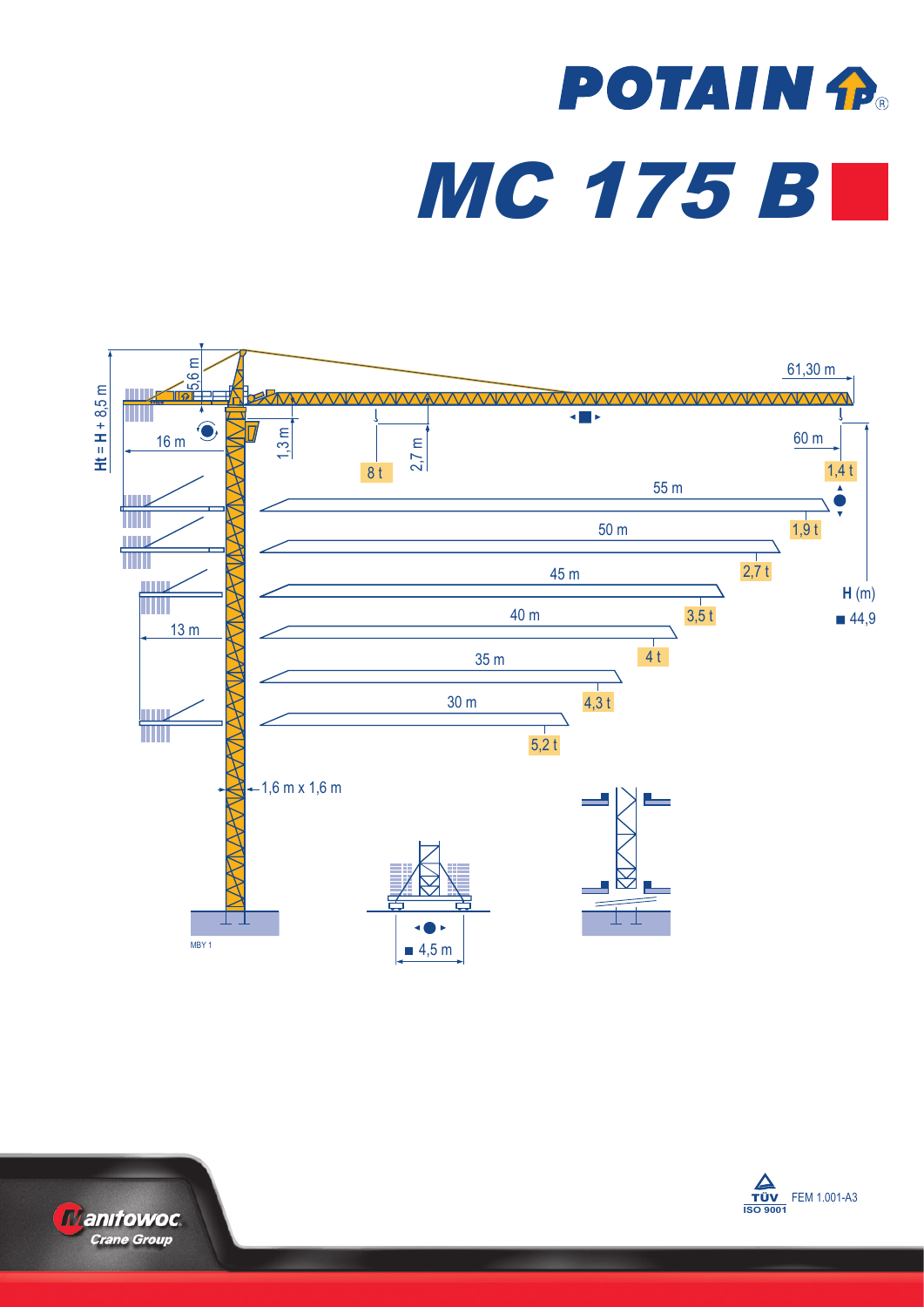# POTAIN

# MC 175 B

Ht = H + 8,5 m

5,6 m

16 m

1,3 m

2,7 m

8 t

61,30 m

60 m

1,4 t

55 m

1,9 t

50 m

2,7 t

45 m

3,5 t

**H** (m)

■ 44,9

40 m

4 t

13 m

35 m

4,3 t

30 m

5,2 t

1,6 m x 1,6 m

■ 4,5 m

MBY 1

Manitowoc Crane Group

TÜV ISO 9001 FEM 1.001-A3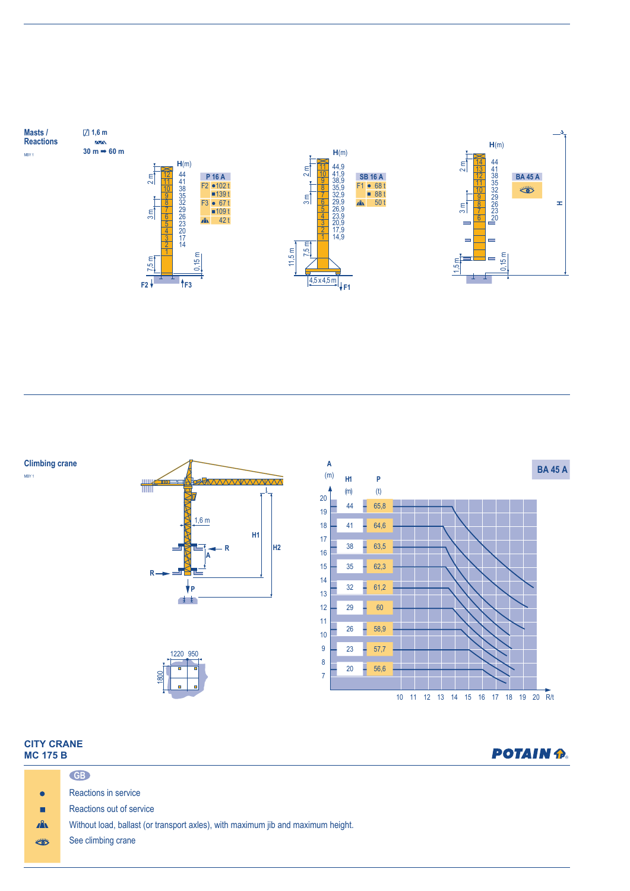## Masts / Reactions

MBY 1

1,6 m

30 m ➡ 60 m

| P 16 A | | |
|---|---|---|
| F2 | ● | 102 t |
| | ■ | 139 t |
| F3 | ● | 67 t |
| | ■ | 109 t |
| ⛰ | | 42 t |

| SB 16 A | | |
|---|---|---|
| F1 | ● | 68 t |
| | ■ | 88 t |
| ⛰ | | 50 t |

| BA 45 A |
|---|
| 👁 |

## Climbing crane

MBY 1

**BA 45 A**

| H1 (m) | P (t) |
|---|---|
| 44 | 65,8 |
| 41 | 64,6 |
| 38 | 63,5 |
| 35 | 62,3 |
| 32 | 61,2 |
| 29 | 60 |
| 26 | 58,9 |
| 23 | 57,7 |
| 20 | 56,6 |

**CITY CRANE**
**MC 175 B**

GB

- ● Reactions in service
- ■ Reactions out of service
- ⛰ Without load, ballast (or transport axles), with maximum jib and maximum height.
- 👁 See climbing crane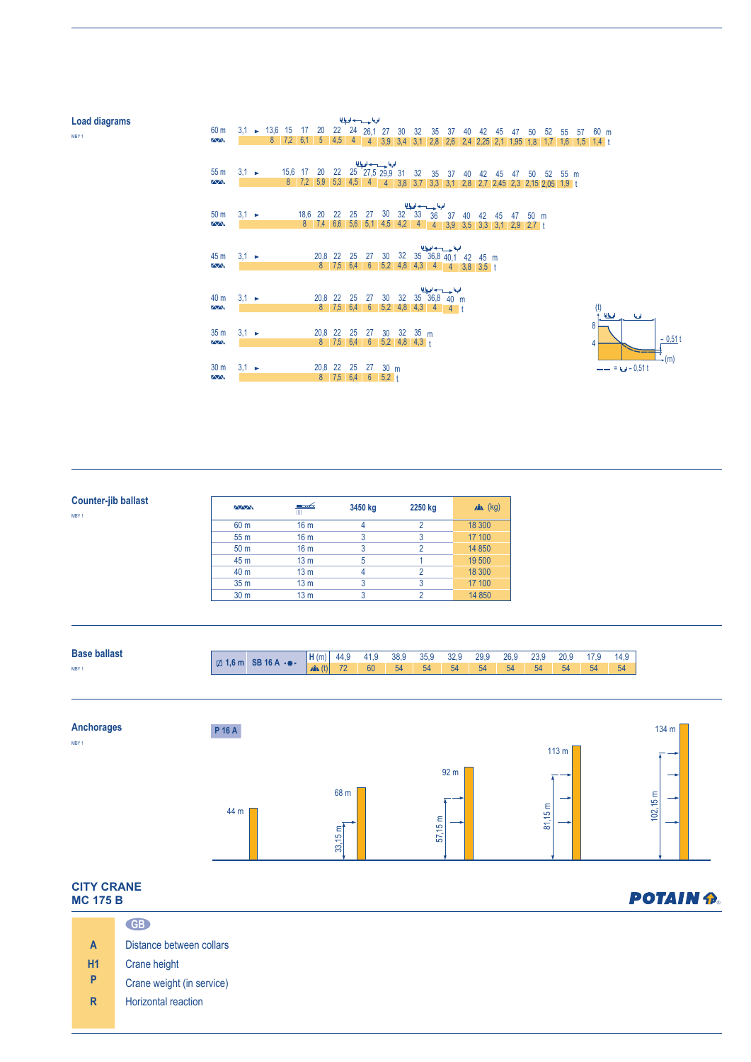## Load diagrams

MBY 1

**60 m**

| m | 3,1 ► 13,6 | 15 | 17 | 20 | 22 | 24 | 26,1 | 27 | 30 | 32 | 35 | 37 | 40 | 42 | 45 | 47 | 50 | 52 | 55 | 57 | 60 |
|---|---|---|---|---|---|---|---|---|---|---|---|---|---|---|---|---|---|---|---|---|---|
| t | 8 | 7,2 | 6,1 | 5 | 4,5 | 4 | 4 | 3,9 | 3,4 | 3,1 | 2,8 | 2,6 | 2,4 | 2,25 | 2,1 | 1,95 | 1,8 | 1,7 | 1,6 | 1,5 | 1,4 |

**55 m**

| m | 3,1 ► 15,6 | 17 | 20 | 22 | 25 | 27,5 | 29,9 | 31 | 32 | 35 | 37 | 40 | 42 | 45 | 47 | 50 | 52 | 55 |
|---|---|---|---|---|---|---|---|---|---|---|---|---|---|---|---|---|---|---|
| t | 8 | 7,2 | 5,9 | 5,3 | 4,5 | 4 | 4 | 3,8 | 3,7 | 3,3 | 3,1 | 2,8 | 2,7 | 2,45 | 2,3 | 2,15 | 2,05 | 1,9 |

**50 m**

| m | 3,1 ► 18,6 | 20 | 22 | 25 | 27 | 30 | 32 | 33 | 36 | 37 | 40 | 42 | 45 | 47 | 50 |
|---|---|---|---|---|---|---|---|---|---|---|---|---|---|---|---|
| t | 8 | 7,4 | 6,6 | 5,6 | 5,1 | 4,5 | 4,2 | 4 | 4 | 3,9 | 3,5 | 3,3 | 3,1 | 2,9 | 2,7 |

**45 m**

| m | 3,1 ► 20,8 | 22 | 25 | 27 | 30 | 32 | 35 | 36,8 | 40,1 | 42 | 45 |
|---|---|---|---|---|---|---|---|---|---|---|---|
| t | 8 | 7,5 | 6,4 | 6 | 5,2 | 4,8 | 4,3 | 4 | 4 | 3,8 | 3,5 |

**40 m**

| m | 3,1 ► 20,8 | 22 | 25 | 27 | 30 | 32 | 35 | 36,8 | 40 |
|---|---|---|---|---|---|---|---|---|---|
| t | 8 | 7,5 | 6,4 | 6 | 5,2 | 4,8 | 4,3 | 4 | 4 |

**35 m**

| m | 3,1 ► 20,8 | 22 | 25 | 27 | 30 | 32 | 35 |
|---|---|---|---|---|---|---|---|
| t | 8 | 7,5 | 6,4 | 6 | 5,2 | 4,8 | 4,3 |

**30 m**

| m | 3,1 ► 20,8 | 22 | 25 | 27 | 30 |
|---|---|---|---|---|---|
| t | 8 | 7,5 | 6,4 | 6 | 5,2 |

(t) 8 / 4 — (m) — 0,51 t; = – 0,51 t

## Counter-jib ballast

MBY 1

| Jib | Counter-jib | 3450 kg | 2250 kg | (kg) |
|---|---|---|---|---|
| 60 m | 16 m | 4 | 2 | 18 300 |
| 55 m | 16 m | 3 | 3 | 17 100 |
| 50 m | 16 m | 3 | 2 | 14 850 |
| 45 m | 13 m | 5 | 1 | 19 500 |
| 40 m | 13 m | 4 | 2 | 18 300 |
| 35 m | 13 m | 3 | 3 | 17 100 |
| 30 m | 13 m | 3 | 2 | 14 850 |

## Base ballast

MBY 1

| ⊠ 1,6 m | SB 16 A | H (m) | 44,9 | 41,9 | 38,9 | 35,9 | 32,9 | 29,9 | 26,9 | 23,9 | 20,9 | 17,9 | 14,9 |
|---|---|---|---|---|---|---|---|---|---|---|---|---|---|
| | | (t) | 72 | 60 | 54 | 54 | 54 | 54 | 54 | 54 | 54 | 54 | 54 |

## Anchorages

MBY 1

P 16 A

44 m — 68 m (33,15 m) — 92 m (57,15 m) — 113 m (81,15 m) — 134 m (102,15 m)

**CITY CRANE**
**MC 175 B**

POTAIN

GB

| | |
|---|---|
| **A** | Distance between collars |
| **H1** | Crane height |
| **P** | Crane weight (in service) |
| **R** | Horizontal reaction |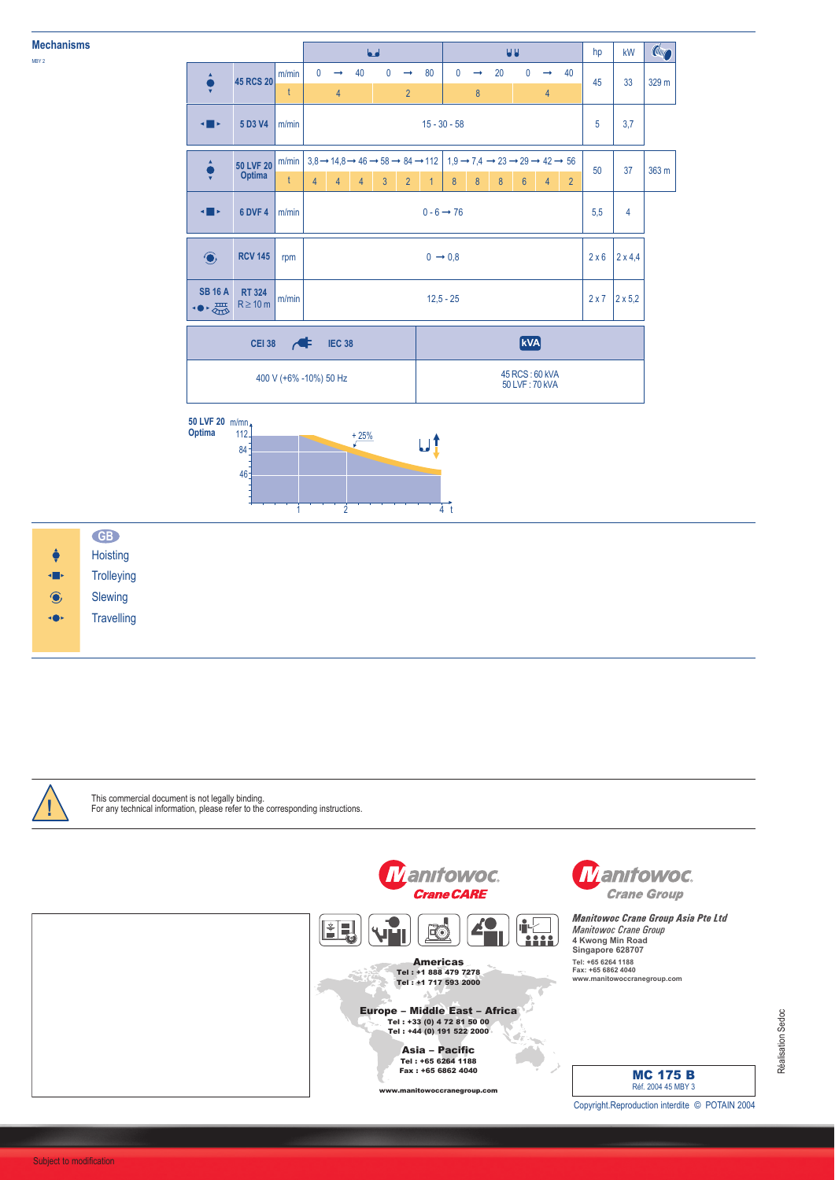## Mechanisms

MBY 2

| | | | (2 falls) | | | | (4 falls) | | | | hp | kW | |
|---|---|---|---|---|---|---|---|---|---|---|---|---|---|
| Hoisting | 45 RCS 20 | m/min | 0 → 40 | | 0 → 80 | | 0 → 20 | | 0 → 40 | | 45 | 33 | 329 m |
| | | t | 4 | | 2 | | 8 | | 4 | | | | |
| Trolleying | 5 D3 V4 | m/min | 15 - 30 - 58 | | | | | | | | 5 | 3,7 | |
| Hoisting | 50 LVF 20 Optima | m/min | 3,8 → 14,8 → 46 → 58 → 84 → 112 | | | | 1,9 → 7,4 → 23 → 29 → 42 → 56 | | | | 50 | 37 | 363 m |
| | | t | 4 - 4 - 4 - 3 - 2 - 1 | | | | 8 - 8 - 8 - 6 - 4 - 2 | | | | | | |
| Trolleying | 6 DVF 4 | m/min | 0 - 6 → 76 | | | | | | | | 5,5 | 4 | |
| Slewing | RCV 145 | rpm | 0 → 0,8 | | | | | | | | 2 x 6 | 2 x 4,4 | |
| SB 16 A Travelling | RT 324 R ≥ 10 m | m/min | 12,5 - 25 | | | | | | | | 2 x 7 | 2 x 5,2 | |

| CEI 38 IEC 38 | kVA |
|---|---|
| 400 V (+6% -10%) 50 Hz | 45 RCS : 60 kVA<br>50 LVF : 70 kVA |

50 LVF 20 Optima
m/mn
112
84
46
+ 25%
1
2
4
t

**GB**

- Hoisting
- Trolleying
- Slewing
- Travelling

This commercial document is not legally binding.
For any technical information, please refer to the corresponding instructions.

Manitowoc Crane CARE

Americas
Tel : +1 888 479 7278
Tel : +1 717 593 2000

Europe – Middle East – Africa
Tel : +33 (0) 4 72 81 50 00
Tel : +44 (0) 191 522 2000

Asia – Pacific
Tel : +65 6264 1188
Fax : +65 6862 4040

www.manitowoccranegroup.com

Manitowoc Crane Group

***Manitowoc Crane Group Asia Pte Ltd***
*Manitowoc Crane Group*
**4 Kwong Min Road**
**Singapore 628707**
Tel: +65 6264 1188
Fax: +65 6862 4040
www.manitowoccranegroup.com

**MC 175 B**
Réf. 2004 45 MBY 3

Copyright.Reproduction interdite © POTAIN 2004

Réalisation Sedoc

Subject to modification